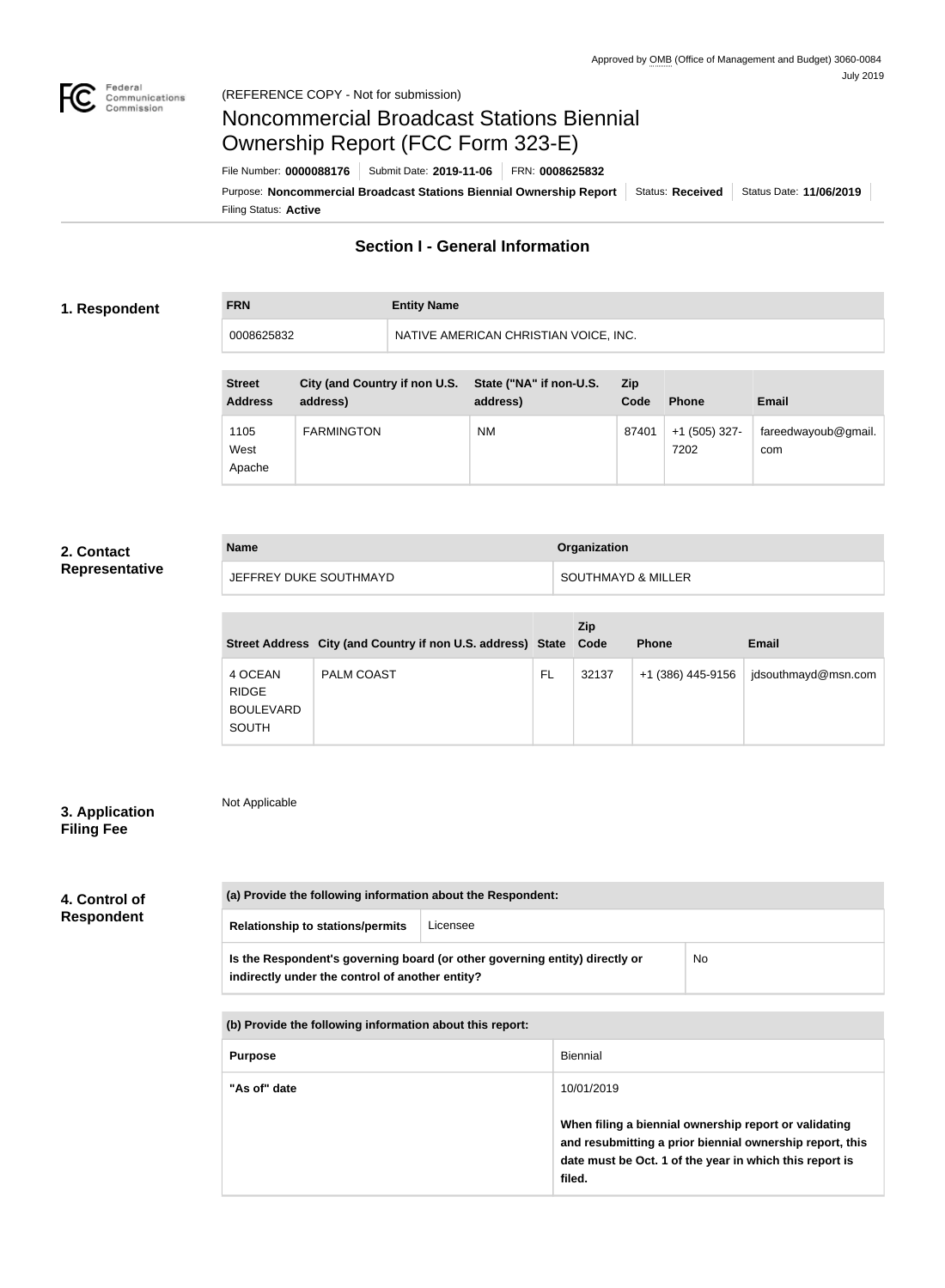Approved by OMB (Office of Management and Budget) 3060-0084
July 2019

(REFERENCE COPY - Not for submission)

# Noncommercial Broadcast Stations Biennial Ownership Report (FCC Form 323-E)

File Number: **0000088176** | Submit Date: **2019-11-06** | FRN: **0008625832**

Purpose: **Noncommercial Broadcast Stations Biennial Ownership Report** | Status: **Received** | Status Date: **11/06/2019**

Filing Status: **Active**

## Section I - General Information

### 1. Respondent

| FRN | Entity Name |
| --- | --- |
| 0008625832 | NATIVE AMERICAN CHRISTIAN VOICE, INC. |

| Street Address | City (and Country if non U.S. address) | State ("NA" if non-U.S. address) | Zip Code | Phone | Email |
| --- | --- | --- | --- | --- | --- |
| 1105 West Apache | FARMINGTON | NM | 87401 | +1 (505) 327-7202 | fareedwayoub@gmail.com |

### 2. Contact Representative

| Name | Organization |
| --- | --- |
| JEFFREY DUKE SOUTHMAYD | SOUTHMAYD & MILLER |

| Street Address | City (and Country if non U.S. address) | State | Zip Code | Phone | Email |
| --- | --- | --- | --- | --- | --- |
| 4 OCEAN RIDGE BOULEVARD SOUTH | PALM COAST | FL | 32137 | +1 (386) 445-9156 | jdsouthmayd@msn.com |

### 3. Application Filing Fee

Not Applicable

### 4. Control of Respondent

| (a) Provide the following information about the Respondent: | |
| --- | --- |
| Relationship to stations/permits | Licensee |
| Is the Respondent's governing board (or other governing entity) directly or indirectly under the control of another entity? | No |

| (b) Provide the following information about this report: | |
| --- | --- |
| Purpose | Biennial |
| "As of" date | 10/01/2019<br><br>**When filing a biennial ownership report or validating and resubmitting a prior biennial ownership report, this date must be Oct. 1 of the year in which this report is filed.** |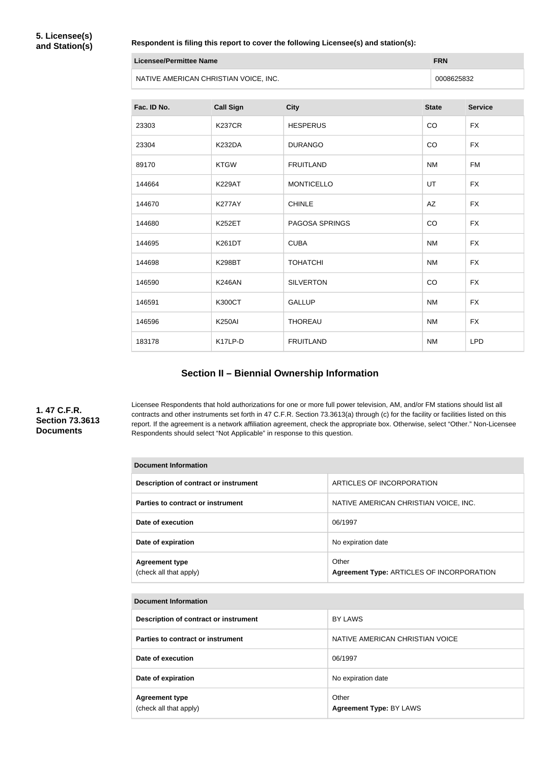**5. Licensee(s) and Station(s)**

**Respondent is filing this report to cover the following Licensee(s) and station(s):**

| Licensee/Permittee Name | FRN |
| --- | --- |
| NATIVE AMERICAN CHRISTIAN VOICE, INC. | 0008625832 |

| Fac. ID No. | Call Sign | City | State | Service |
| --- | --- | --- | --- | --- |
| 23303 | K237CR | HESPERUS | CO | FX |
| 23304 | K232DA | DURANGO | CO | FX |
| 89170 | KTGW | FRUITLAND | NM | FM |
| 144664 | K229AT | MONTICELLO | UT | FX |
| 144670 | K277AY | CHINLE | AZ | FX |
| 144680 | K252ET | PAGOSA SPRINGS | CO | FX |
| 144695 | K261DT | CUBA | NM | FX |
| 144698 | K298BT | TOHATCHI | NM | FX |
| 146590 | K246AN | SILVERTON | CO | FX |
| 146591 | K300CT | GALLUP | NM | FX |
| 146596 | K250AI | THOREAU | NM | FX |
| 183178 | K17LP-D | FRUITLAND | NM | LPD |

## Section II – Biennial Ownership Information

**1. 47 C.F.R. Section 73.3613 Documents**

Licensee Respondents that hold authorizations for one or more full power television, AM, and/or FM stations should list all contracts and other instruments set forth in 47 C.F.R. Section 73.3613(a) through (c) for the facility or facilities listed on this report. If the agreement is a network affiliation agreement, check the appropriate box. Otherwise, select "Other." Non-Licensee Respondents should select "Not Applicable" in response to this question.

| Document Information | |
| --- | --- |
| Description of contract or instrument | ARTICLES OF INCORPORATION |
| Parties to contract or instrument | NATIVE AMERICAN CHRISTIAN VOICE, INC. |
| Date of execution | 06/1997 |
| Date of expiration | No expiration date |
| Agreement type (check all that apply) | Other **Agreement Type:** ARTICLES OF INCORPORATION |

| Document Information | |
| --- | --- |
| Description of contract or instrument | BY LAWS |
| Parties to contract or instrument | NATIVE AMERICAN CHRISTIAN VOICE |
| Date of execution | 06/1997 |
| Date of expiration | No expiration date |
| Agreement type (check all that apply) | Other **Agreement Type:** BY LAWS |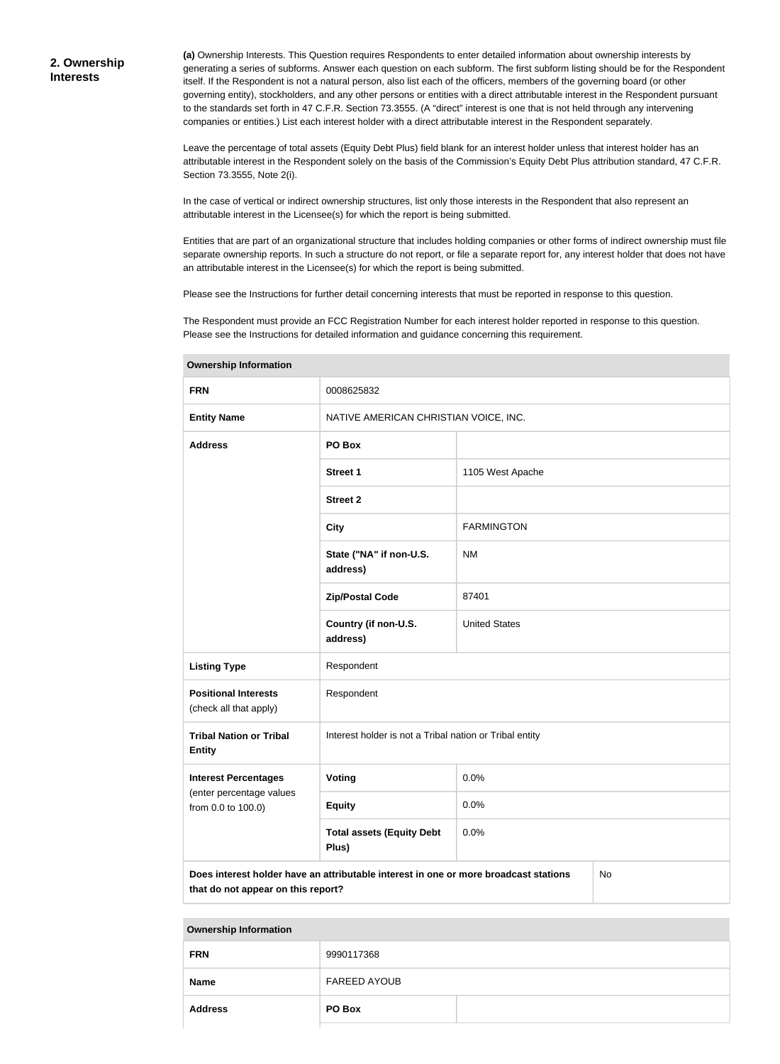## 2. Ownership Interests

**(a)** Ownership Interests. This Question requires Respondents to enter detailed information about ownership interests by generating a series of subforms. Answer each question on each subform. The first subform listing should be for the Respondent itself. If the Respondent is not a natural person, also list each of the officers, members of the governing board (or other governing entity), stockholders, and any other persons or entities with a direct attributable interest in the Respondent pursuant to the standards set forth in 47 C.F.R. Section 73.3555. (A "direct" interest is one that is not held through any intervening companies or entities.) List each interest holder with a direct attributable interest in the Respondent separately.

Leave the percentage of total assets (Equity Debt Plus) field blank for an interest holder unless that interest holder has an attributable interest in the Respondent solely on the basis of the Commission's Equity Debt Plus attribution standard, 47 C.F.R. Section 73.3555, Note 2(i).

In the case of vertical or indirect ownership structures, list only those interests in the Respondent that also represent an attributable interest in the Licensee(s) for which the report is being submitted.

Entities that are part of an organizational structure that includes holding companies or other forms of indirect ownership must file separate ownership reports. In such a structure do not report, or file a separate report for, any interest holder that does not have an attributable interest in the Licensee(s) for which the report is being submitted.

Please see the Instructions for further detail concerning interests that must be reported in response to this question.

The Respondent must provide an FCC Registration Number for each interest holder reported in response to this question. Please see the Instructions for detailed information and guidance concerning this requirement.

| **Ownership Information** | | |
|---|---|---|
| **FRN** | 0008625832 | |
| **Entity Name** | NATIVE AMERICAN CHRISTIAN VOICE, INC. | |
| **Address** | **PO Box** | |
| | **Street 1** | 1105 West Apache |
| | **Street 2** | |
| | **City** | FARMINGTON |
| | **State ("NA" if non-U.S. address)** | NM |
| | **Zip/Postal Code** | 87401 |
| | **Country (if non-U.S. address)** | United States |
| **Listing Type** | Respondent | |
| **Positional Interests** (check all that apply) | Respondent | |
| **Tribal Nation or Tribal Entity** | Interest holder is not a Tribal nation or Tribal entity | |
| **Interest Percentages** (enter percentage values from 0.0 to 100.0) | **Voting** | 0.0% |
| | **Equity** | 0.0% |
| | **Total assets (Equity Debt Plus)** | 0.0% |
| **Does interest holder have an attributable interest in one or more broadcast stations that do not appear on this report?** | | No |

| **Ownership Information** | | |
|---|---|---|
| **FRN** | 9990117368 | |
| **Name** | FAREED AYOUB | |
| **Address** | **PO Box** | |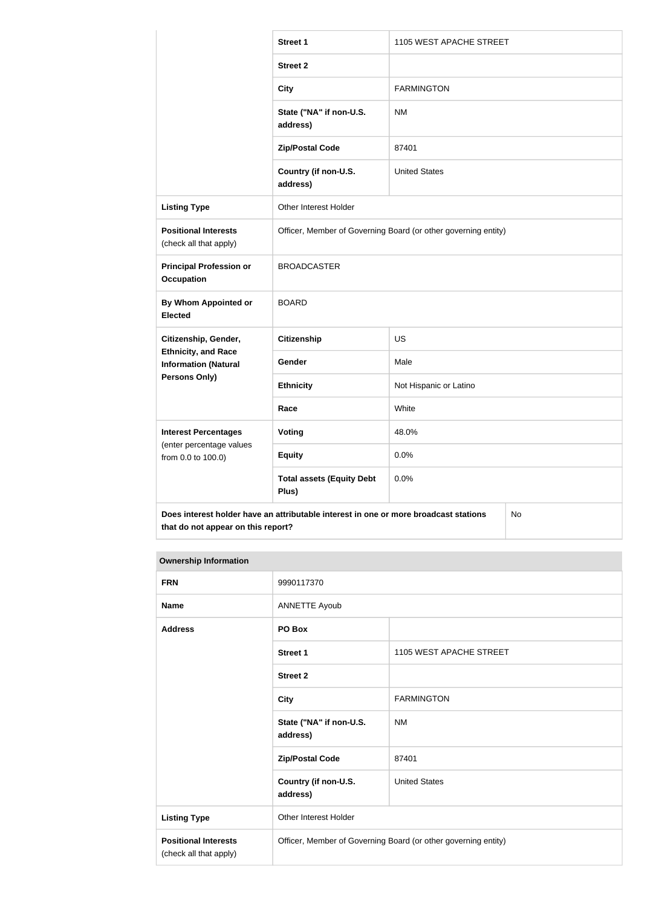| | | |
|---|---|---|
| | **Street 1** | 1105 WEST APACHE STREET |
| | **Street 2** | |
| | **City** | FARMINGTON |
| | **State ("NA" if non-U.S. address)** | NM |
| | **Zip/Postal Code** | 87401 |
| | **Country (if non-U.S. address)** | United States |
| **Listing Type** | Other Interest Holder | |
| **Positional Interests** (check all that apply) | Officer, Member of Governing Board (or other governing entity) | |
| **Principal Profession or Occupation** | BROADCASTER | |
| **By Whom Appointed or Elected** | BOARD | |
| **Citizenship, Gender, Ethnicity, and Race Information (Natural Persons Only)** | **Citizenship** | US |
| | **Gender** | Male |
| | **Ethnicity** | Not Hispanic or Latino |
| | **Race** | White |
| **Interest Percentages** (enter percentage values from 0.0 to 100.0) | **Voting** | 48.0% |
| | **Equity** | 0.0% |
| | **Total assets (Equity Debt Plus)** | 0.0% |
| **Does interest holder have an attributable interest in one or more broadcast stations that do not appear on this report?** | | No |

**Ownership Information**

| | | |
|---|---|---|
| **FRN** | 9990117370 | |
| **Name** | ANNETTE Ayoub | |
| **Address** | **PO Box** | |
| | **Street 1** | 1105 WEST APACHE STREET |
| | **Street 2** | |
| | **City** | FARMINGTON |
| | **State ("NA" if non-U.S. address)** | NM |
| | **Zip/Postal Code** | 87401 |
| | **Country (if non-U.S. address)** | United States |
| **Listing Type** | Other Interest Holder | |
| **Positional Interests** (check all that apply) | Officer, Member of Governing Board (or other governing entity) | |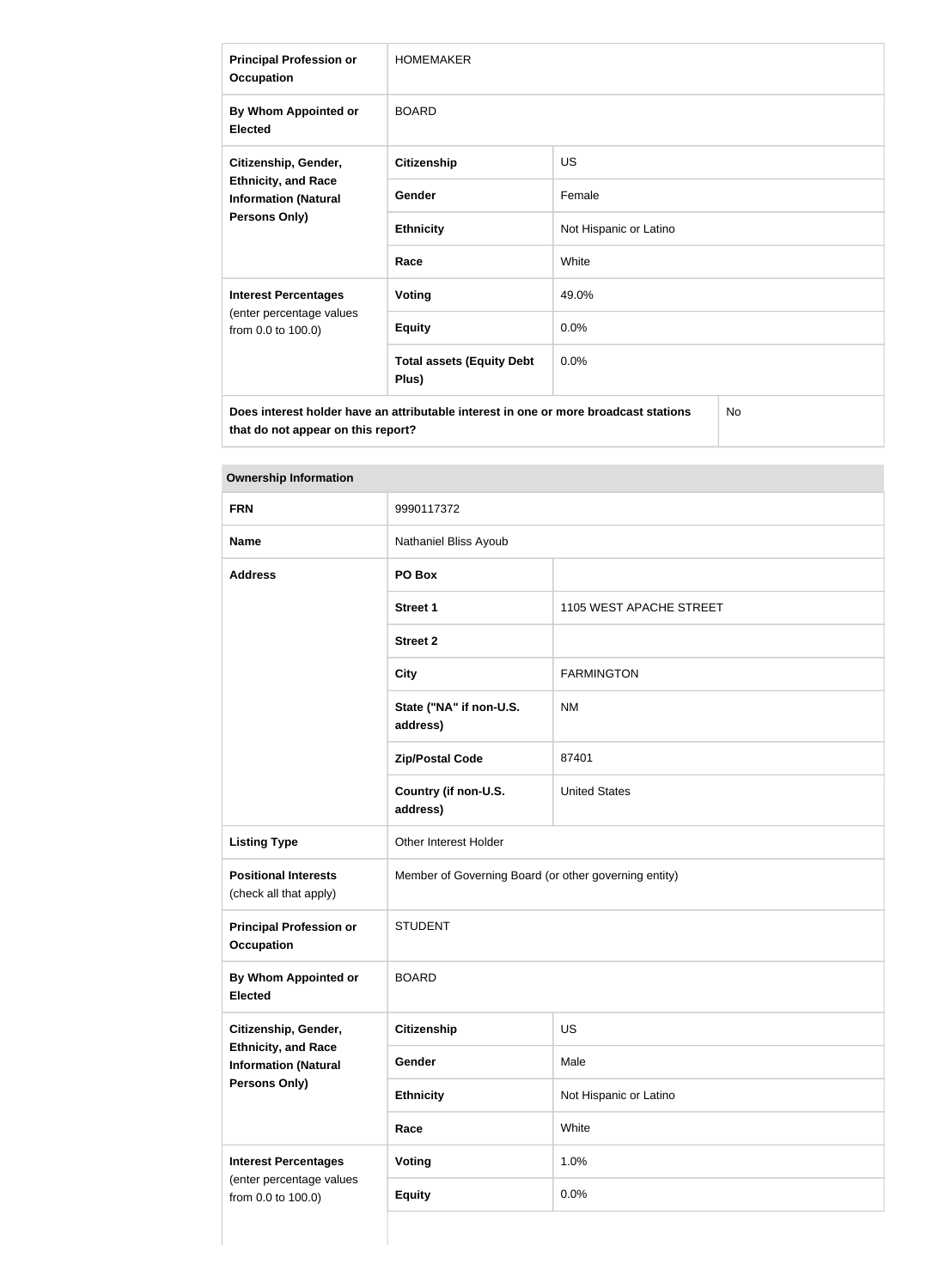| | | |
|---|---|---|
| **Principal Profession or Occupation** | HOMEMAKER | |
| **By Whom Appointed or Elected** | BOARD | |
| **Citizenship, Gender, Ethnicity, and Race Information (Natural Persons Only)** | **Citizenship** | US |
| | **Gender** | Female |
| | **Ethnicity** | Not Hispanic or Latino |
| | **Race** | White |
| **Interest Percentages** (enter percentage values from 0.0 to 100.0) | **Voting** | 49.0% |
| | **Equity** | 0.0% |
| | **Total assets (Equity Debt Plus)** | 0.0% |
| **Does interest holder have an attributable interest in one or more broadcast stations that do not appear on this report?** | | No |

| **Ownership Information** | | |
|---|---|---|
| **FRN** | 9990117372 | |
| **Name** | Nathaniel Bliss Ayoub | |
| **Address** | **PO Box** | |
| | **Street 1** | 1105 WEST APACHE STREET |
| | **Street 2** | |
| | **City** | FARMINGTON |
| | **State ("NA" if non-U.S. address)** | NM |
| | **Zip/Postal Code** | 87401 |
| | **Country (if non-U.S. address)** | United States |
| **Listing Type** | Other Interest Holder | |
| **Positional Interests** (check all that apply) | Member of Governing Board (or other governing entity) | |
| **Principal Profession or Occupation** | STUDENT | |
| **By Whom Appointed or Elected** | BOARD | |
| **Citizenship, Gender, Ethnicity, and Race Information (Natural Persons Only)** | **Citizenship** | US |
| | **Gender** | Male |
| | **Ethnicity** | Not Hispanic or Latino |
| | **Race** | White |
| **Interest Percentages** (enter percentage values from 0.0 to 100.0) | **Voting** | 1.0% |
| | **Equity** | 0.0% |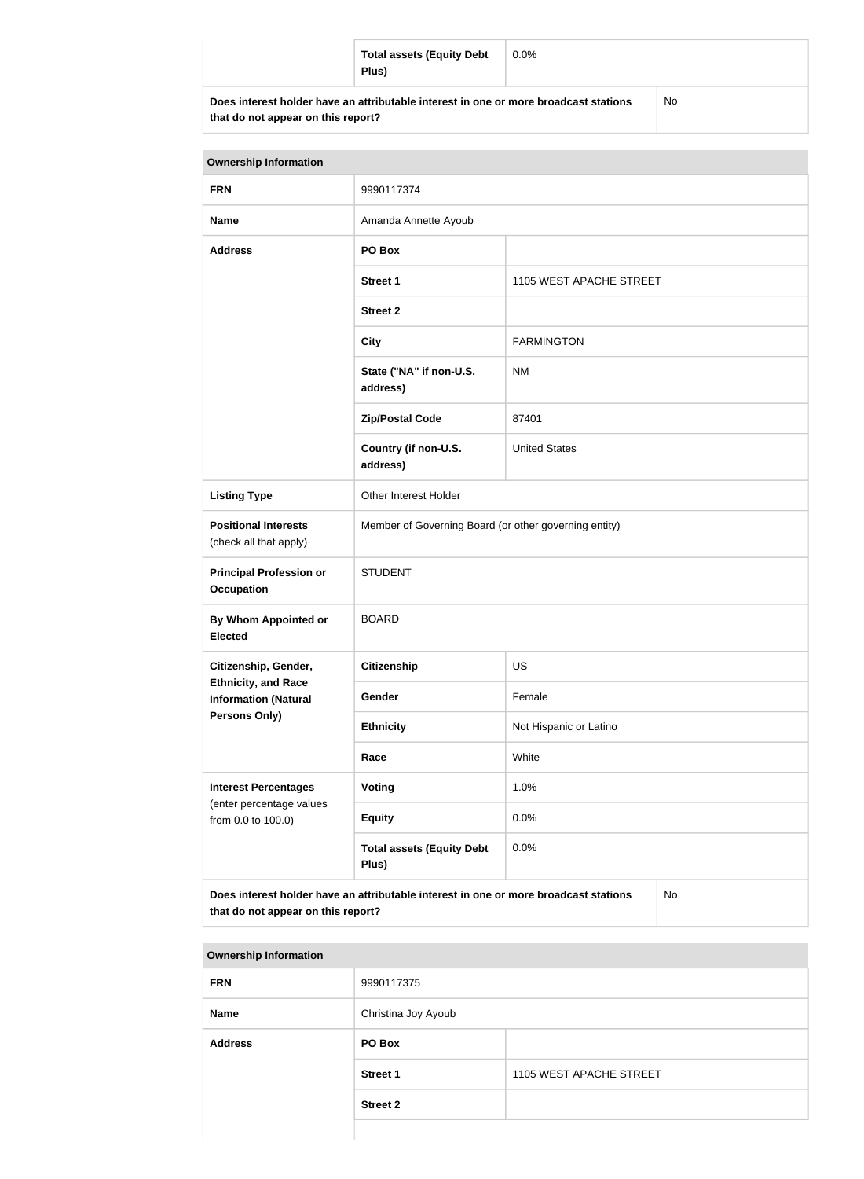| | Total assets (Equity Debt Plus) | 0.0% |
|---|---|---|
| **Does interest holder have an attributable interest in one or more broadcast stations that do not appear on this report?** | | No |

| Ownership Information | | |
|---|---|---|
| **FRN** | 9990117374 | |
| **Name** | Amanda Annette Ayoub | |
| **Address** | **PO Box** | |
| | **Street 1** | 1105 WEST APACHE STREET |
| | **Street 2** | |
| | **City** | FARMINGTON |
| | **State ("NA" if non-U.S. address)** | NM |
| | **Zip/Postal Code** | 87401 |
| | **Country (if non-U.S. address)** | United States |
| **Listing Type** | Other Interest Holder | |
| **Positional Interests** (check all that apply) | Member of Governing Board (or other governing entity) | |
| **Principal Profession or Occupation** | STUDENT | |
| **By Whom Appointed or Elected** | BOARD | |
| **Citizenship, Gender, Ethnicity, and Race Information (Natural Persons Only)** | **Citizenship** | US |
| | **Gender** | Female |
| | **Ethnicity** | Not Hispanic or Latino |
| | **Race** | White |
| **Interest Percentages** (enter percentage values from 0.0 to 100.0) | **Voting** | 1.0% |
| | **Equity** | 0.0% |
| | **Total assets (Equity Debt Plus)** | 0.0% |
| **Does interest holder have an attributable interest in one or more broadcast stations that do not appear on this report?** | | No |

| Ownership Information | | |
|---|---|---|
| **FRN** | 9990117375 | |
| **Name** | Christina Joy Ayoub | |
| **Address** | **PO Box** | |
| | **Street 1** | 1105 WEST APACHE STREET |
| | **Street 2** | |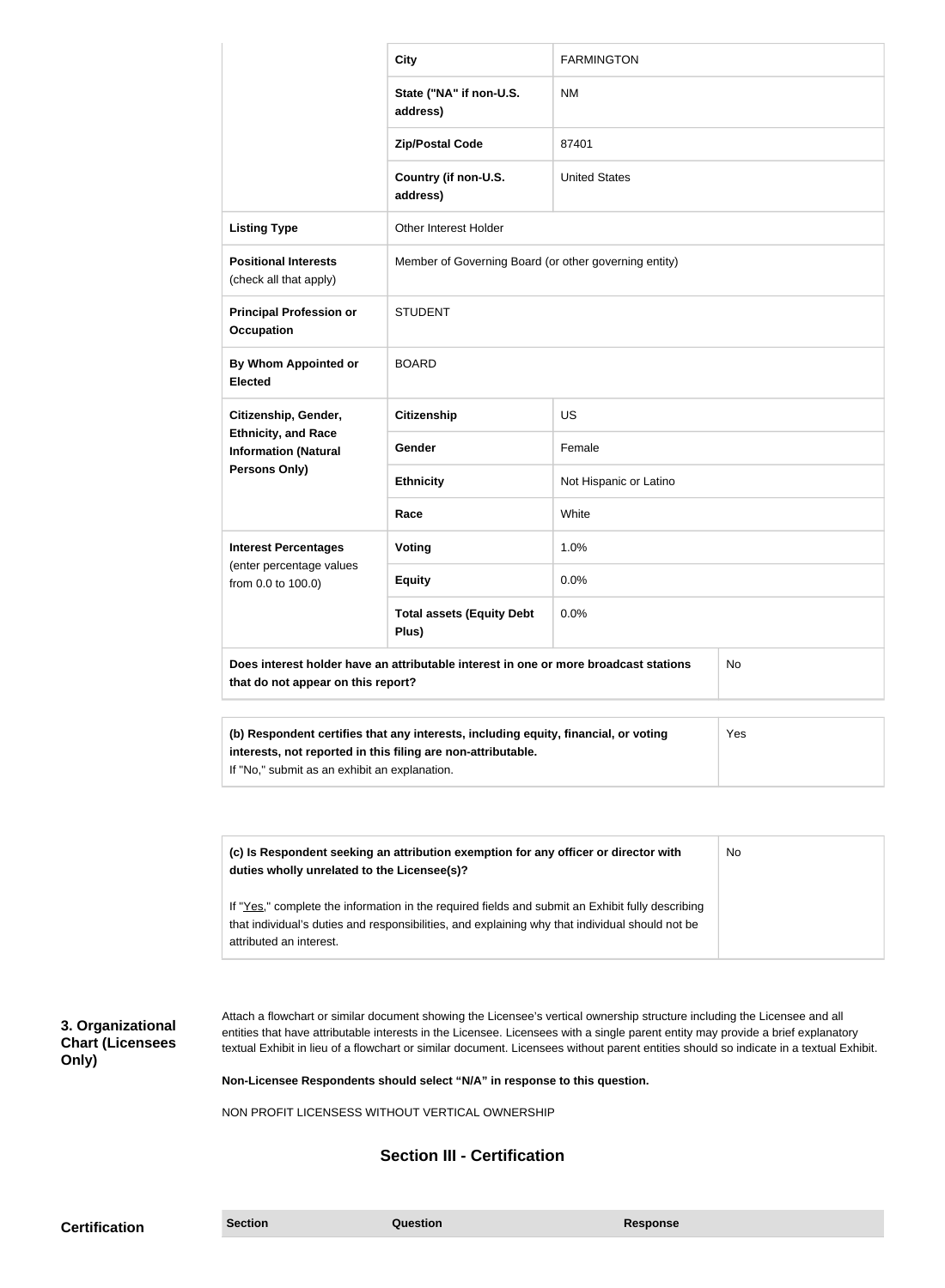| | | |
|---|---|---|
| | City | FARMINGTON |
| | State ("NA" if non-U.S. address) | NM |
| | Zip/Postal Code | 87401 |
| | Country (if non-U.S. address) | United States |
| **Listing Type** | Other Interest Holder | |
| **Positional Interests** (check all that apply) | Member of Governing Board (or other governing entity) | |
| **Principal Profession or Occupation** | STUDENT | |
| **By Whom Appointed or Elected** | BOARD | |
| **Citizenship, Gender, Ethnicity, and Race Information (Natural Persons Only)** | **Citizenship** | US |
| | **Gender** | Female |
| | **Ethnicity** | Not Hispanic or Latino |
| | **Race** | White |
| **Interest Percentages** (enter percentage values from 0.0 to 100.0) | **Voting** | 1.0% |
| | **Equity** | 0.0% |
| | **Total assets (Equity Debt Plus)** | 0.0% |
| **Does interest holder have an attributable interest in one or more broadcast stations that do not appear on this report?** | | No |

| | |
|---|---|
| **(b) Respondent certifies that any interests, including equity, financial, or voting interests, not reported in this filing are non-attributable.** If "No," submit as an exhibit an explanation. | Yes |

| | |
|---|---|
| **(c) Is Respondent seeking an attribution exemption for any officer or director with duties wholly unrelated to the Licensee(s)?** If "Yes," complete the information in the required fields and submit an Exhibit fully describing that individual's duties and responsibilities, and explaining why that individual should not be attributed an interest. | No |

**3. Organizational Chart (Licensees Only)**

Attach a flowchart or similar document showing the Licensee's vertical ownership structure including the Licensee and all entities that have attributable interests in the Licensee. Licensees with a single parent entity may provide a brief explanatory textual Exhibit in lieu of a flowchart or similar document. Licensees without parent entities should so indicate in a textual Exhibit.

**Non-Licensee Respondents should select "N/A" in response to this question.**

NON PROFIT LICENSESS WITHOUT VERTICAL OWNERSHIP

## Section III - Certification

**Certification**

| Section | Question | Response |
|---|---|---|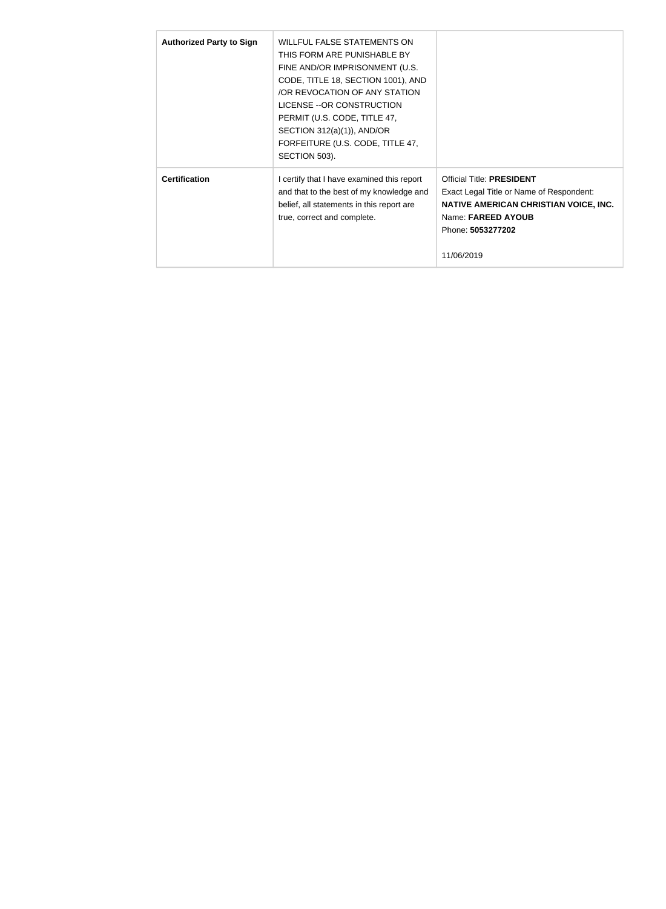| | | |
|---|---|---|
| **Authorized Party to Sign** | WILLFUL FALSE STATEMENTS ON THIS FORM ARE PUNISHABLE BY FINE AND/OR IMPRISONMENT (U.S. CODE, TITLE 18, SECTION 1001), AND /OR REVOCATION OF ANY STATION LICENSE --OR CONSTRUCTION PERMIT (U.S. CODE, TITLE 47, SECTION 312(a)(1)), AND/OR FORFEITURE (U.S. CODE, TITLE 47, SECTION 503). | |
| **Certification** | I certify that I have examined this report and that to the best of my knowledge and belief, all statements in this report are true, correct and complete. | Official Title: **PRESIDENT**<br>Exact Legal Title or Name of Respondent: **NATIVE AMERICAN CHRISTIAN VOICE, INC.**<br>Name: **FAREED AYOUB**<br>Phone: **5053277202**<br><br>11/06/2019 |